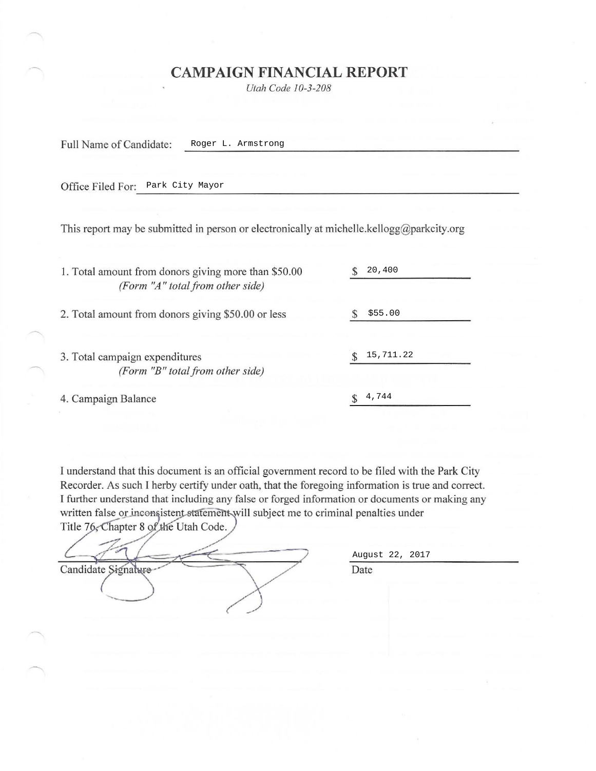# CAMPAIGN FINANCIAL REPORT

*Utah Code 10-3-208*

Full Name of Candidate: Roger L. Armstrong

Office Filed For: Park City Mayor

This report may be submitted in person or electronically at michelle.kellogg@parkcity.org

| | |
|---|---|
| 1. Total amount from donors giving more than $50.00 *(Form "A" total from other side)* | $ 20,400 |
| 2. Total amount from donors giving $50.00 or less | $ $55.00 |
| 3. Total campaign expenditures *(Form "B" total from other side)* | $ 15,711.22 |
| 4. Campaign Balance | $ 4,744 |

I understand that this document is an official government record to be filed with the Park City Recorder. As such I herby certify under oath, that the foregoing information is true and correct. I further understand that including any false or forged information or documents or making any written false or inconsistent statement will subject me to criminal penalties under Title 76, Chapter 8 of the Utah Code.

Candidate Signature

August 22, 2017
Date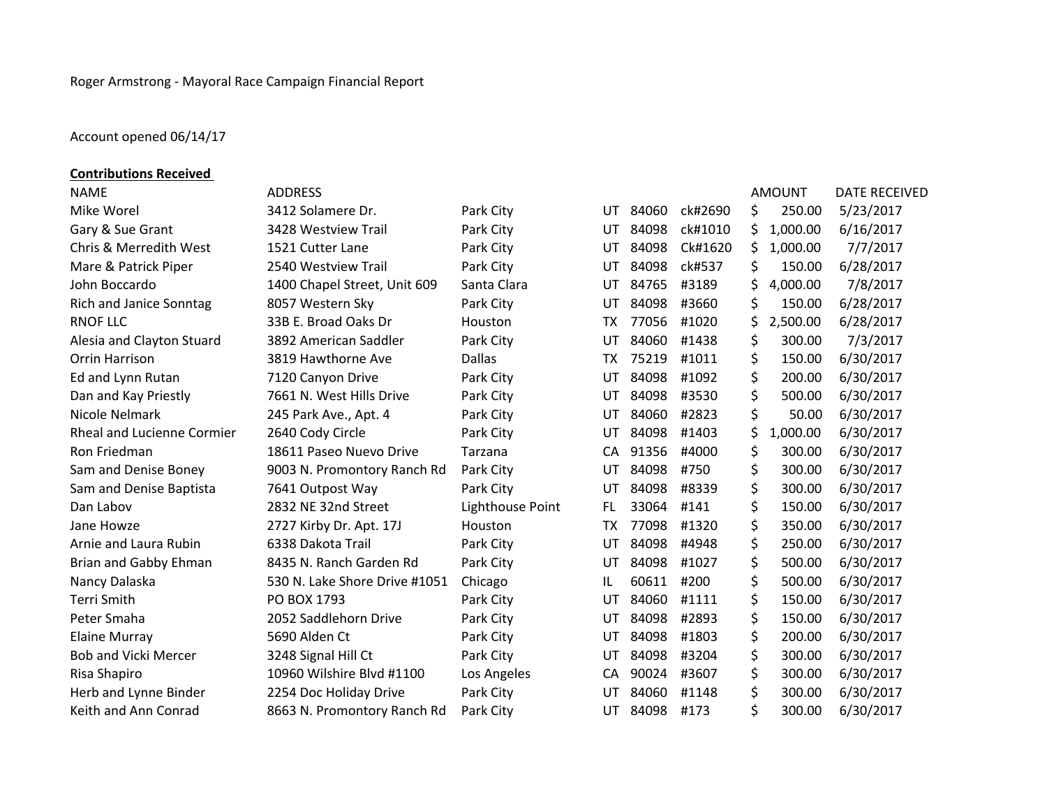Roger Armstrong - Mayoral Race Campaign Financial Report

Account opened 06/14/17

**Contributions Received**

| NAME | ADDRESS | | | | | AMOUNT | DATE RECEIVED |
|---|---|---|---|---|---|---|---|
| Mike Worel | 3412 Solamere Dr. | Park City | UT | 84060 | ck#2690 | $ 250.00 | 5/23/2017 |
| Gary & Sue Grant | 3428 Westview Trail | Park City | UT | 84098 | ck#1010 | $ 1,000.00 | 6/16/2017 |
| Chris & Merredith West | 1521 Cutter Lane | Park City | UT | 84098 | Ck#1620 | $ 1,000.00 | 7/7/2017 |
| Mare & Patrick Piper | 2540 Westview Trail | Park City | UT | 84098 | ck#537 | $ 150.00 | 6/28/2017 |
| John Boccardo | 1400 Chapel Street, Unit 609 | Santa Clara | UT | 84765 | #3189 | $ 4,000.00 | 7/8/2017 |
| Rich and Janice Sonntag | 8057 Western Sky | Park City | UT | 84098 | #3660 | $ 150.00 | 6/28/2017 |
| RNOF LLC | 33B E. Broad Oaks Dr | Houston | TX | 77056 | #1020 | $ 2,500.00 | 6/28/2017 |
| Alesia and Clayton Stuard | 3892 American Saddler | Park City | UT | 84060 | #1438 | $ 300.00 | 7/3/2017 |
| Orrin Harrison | 3819 Hawthorne Ave | Dallas | TX | 75219 | #1011 | $ 150.00 | 6/30/2017 |
| Ed and Lynn Rutan | 7120 Canyon Drive | Park City | UT | 84098 | #1092 | $ 200.00 | 6/30/2017 |
| Dan and Kay Priestly | 7661 N. West Hills Drive | Park City | UT | 84098 | #3530 | $ 500.00 | 6/30/2017 |
| Nicole Nelmark | 245 Park Ave., Apt. 4 | Park City | UT | 84060 | #2823 | $ 50.00 | 6/30/2017 |
| Rheal and Lucienne Cormier | 2640 Cody Circle | Park City | UT | 84098 | #1403 | $ 1,000.00 | 6/30/2017 |
| Ron Friedman | 18611 Paseo Nuevo Drive | Tarzana | CA | 91356 | #4000 | $ 300.00 | 6/30/2017 |
| Sam and Denise Boney | 9003 N. Promontory Ranch Rd | Park City | UT | 84098 | #750 | $ 300.00 | 6/30/2017 |
| Sam and Denise Baptista | 7641 Outpost Way | Park City | UT | 84098 | #8339 | $ 300.00 | 6/30/2017 |
| Dan Labov | 2832 NE 32nd Street | Lighthouse Point | FL | 33064 | #141 | $ 150.00 | 6/30/2017 |
| Jane Howze | 2727 Kirby Dr. Apt. 17J | Houston | TX | 77098 | #1320 | $ 350.00 | 6/30/2017 |
| Arnie and Laura Rubin | 6338 Dakota Trail | Park City | UT | 84098 | #4948 | $ 250.00 | 6/30/2017 |
| Brian and Gabby Ehman | 8435 N. Ranch Garden Rd | Park City | UT | 84098 | #1027 | $ 500.00 | 6/30/2017 |
| Nancy Dalaska | 530 N. Lake Shore Drive #1051 | Chicago | IL | 60611 | #200 | $ 500.00 | 6/30/2017 |
| Terri Smith | PO BOX 1793 | Park City | UT | 84060 | #1111 | $ 150.00 | 6/30/2017 |
| Peter Smaha | 2052 Saddlehorn Drive | Park City | UT | 84098 | #2893 | $ 150.00 | 6/30/2017 |
| Elaine Murray | 5690 Alden Ct | Park City | UT | 84098 | #1803 | $ 200.00 | 6/30/2017 |
| Bob and Vicki Mercer | 3248 Signal Hill Ct | Park City | UT | 84098 | #3204 | $ 300.00 | 6/30/2017 |
| Risa Shapiro | 10960 Wilshire Blvd #1100 | Los Angeles | CA | 90024 | #3607 | $ 300.00 | 6/30/2017 |
| Herb and Lynne Binder | 2254 Doc Holiday Drive | Park City | UT | 84060 | #1148 | $ 300.00 | 6/30/2017 |
| Keith and Ann Conrad | 8663 N. Promontory Ranch Rd | Park City | UT | 84098 | #173 | $ 300.00 | 6/30/2017 |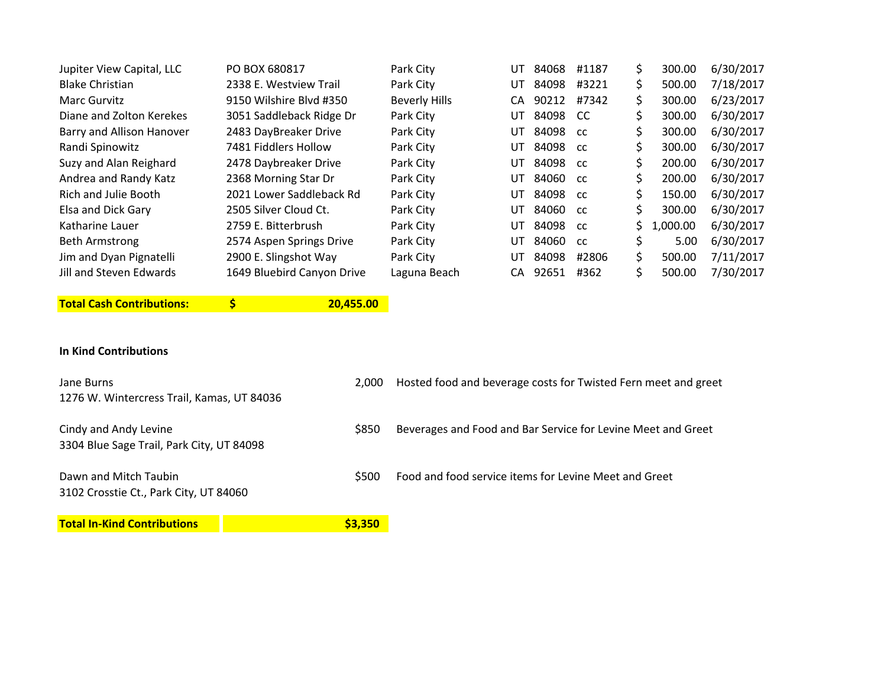| | | | | | | | | |
|---|---|---|---|---|---|---|---|---|
| Jupiter View Capital, LLC | PO BOX 680817 | Park City | UT | 84068 | #1187 | $ | 300.00 | 6/30/2017 |
| Blake Christian | 2338 E. Westview Trail | Park City | UT | 84098 | #3221 | $ | 500.00 | 7/18/2017 |
| Marc Gurvitz | 9150 Wilshire Blvd #350 | Beverly Hills | CA | 90212 | #7342 | $ | 300.00 | 6/23/2017 |
| Diane and Zolton Kerekes | 3051 Saddleback Ridge Dr | Park City | UT | 84098 | CC | $ | 300.00 | 6/30/2017 |
| Barry and Allison Hanover | 2483 DayBreaker Drive | Park City | UT | 84098 | cc | $ | 300.00 | 6/30/2017 |
| Randi Spinowitz | 7481 Fiddlers Hollow | Park City | UT | 84098 | cc | $ | 300.00 | 6/30/2017 |
| Suzy and Alan Reighard | 2478 Daybreaker Drive | Park City | UT | 84098 | cc | $ | 200.00 | 6/30/2017 |
| Andrea and Randy Katz | 2368 Morning Star Dr | Park City | UT | 84060 | cc | $ | 200.00 | 6/30/2017 |
| Rich and Julie Booth | 2021 Lower Saddleback Rd | Park City | UT | 84098 | cc | $ | 150.00 | 6/30/2017 |
| Elsa and Dick Gary | 2505 Silver Cloud Ct. | Park City | UT | 84060 | cc | $ | 300.00 | 6/30/2017 |
| Katharine Lauer | 2759 E. Bitterbrush | Park City | UT | 84098 | cc | $ | 1,000.00 | 6/30/2017 |
| Beth Armstrong | 2574 Aspen Springs Drive | Park City | UT | 84060 | cc | $ | 5.00 | 6/30/2017 |
| Jim and Dyan Pignatelli | 2900 E. Slingshot Way | Park City | UT | 84098 | #2806 | $ | 500.00 | 7/11/2017 |
| Jill and Steven Edwards | 1649 Bluebird Canyon Drive | Laguna Beach | CA | 92651 | #362 | $ | 500.00 | 7/30/2017 |

**Total Cash Contributions: $ 20,455.00**

**In Kind Contributions**

| Contributor | Amount | Description |
|---|---|---|
| Jane Burns<br>1276 W. Wintercress Trail, Kamas, UT 84036 | 2,000 | Hosted food and beverage costs for Twisted Fern meet and greet |
| Cindy and Andy Levine<br>3304 Blue Sage Trail, Park City, UT 84098 | $850 | Beverages and Food and Bar Service for Levine Meet and Greet |
| Dawn and Mitch Taubin<br>3102 Crosstie Ct., Park City, UT 84060 | $500 | Food and food service items for Levine Meet and Greet |

**Total In-Kind Contributions $3,350**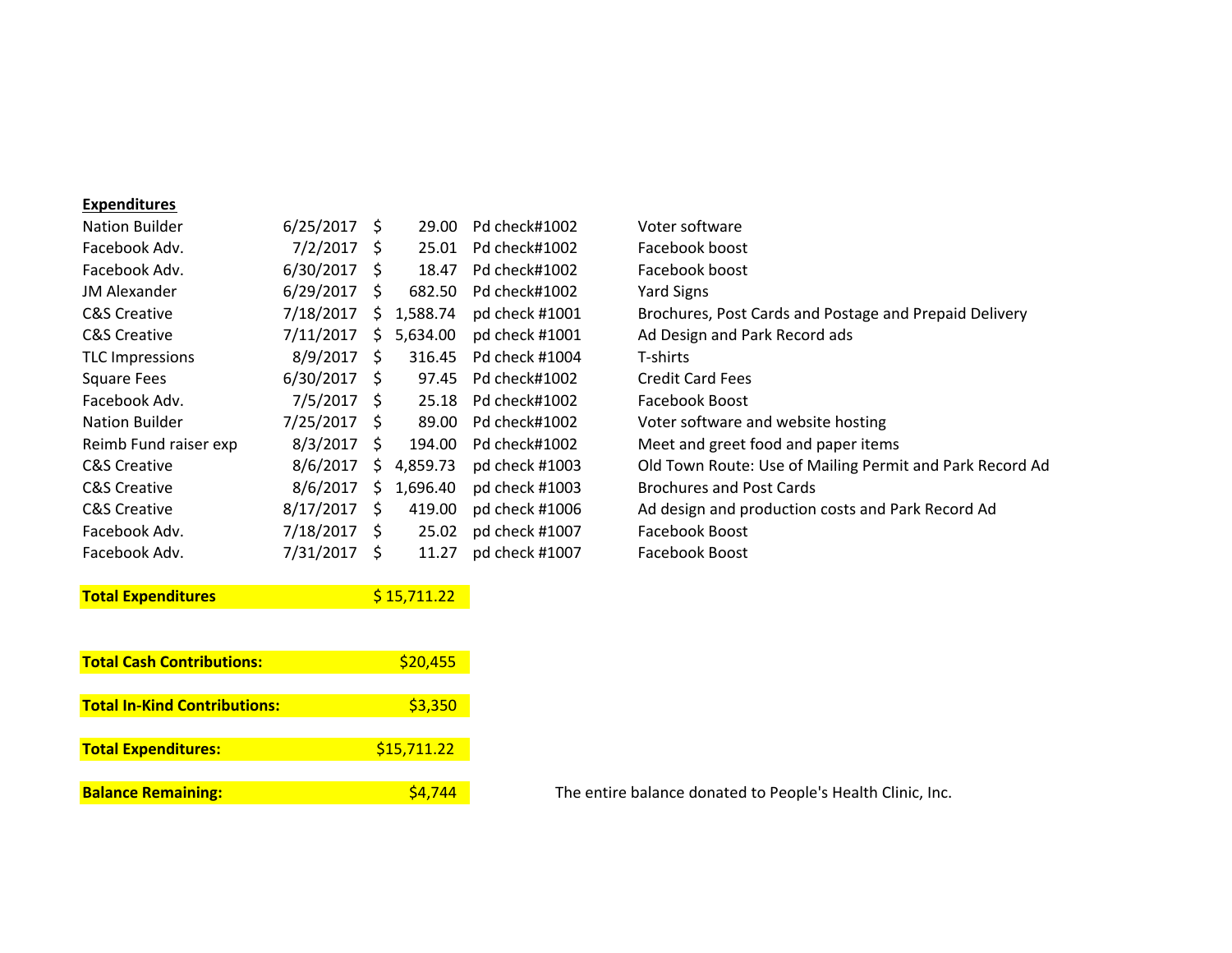**Expenditures**

| | | | | |
|---|---|---|---|---|
| Nation Builder | 6/25/2017 | $ 29.00 | Pd check#1002 | Voter software |
| Facebook Adv. | 7/2/2017 | $ 25.01 | Pd check#1002 | Facebook boost |
| Facebook Adv. | 6/30/2017 | $ 18.47 | Pd check#1002 | Facebook boost |
| JM Alexander | 6/29/2017 | $ 682.50 | Pd check#1002 | Yard Signs |
| C&S Creative | 7/18/2017 | $ 1,588.74 | pd check #1001 | Brochures, Post Cards and Postage and Prepaid Delivery |
| C&S Creative | 7/11/2017 | $ 5,634.00 | pd check #1001 | Ad Design and Park Record ads |
| TLC Impressions | 8/9/2017 | $ 316.45 | Pd check #1004 | T-shirts |
| Square Fees | 6/30/2017 | $ 97.45 | Pd check#1002 | Credit Card Fees |
| Facebook Adv. | 7/5/2017 | $ 25.18 | Pd check#1002 | Facebook Boost |
| Nation Builder | 7/25/2017 | $ 89.00 | Pd check#1002 | Voter software and website hosting |
| Reimb Fund raiser exp | 8/3/2017 | $ 194.00 | Pd check#1002 | Meet and greet food and paper items |
| C&S Creative | 8/6/2017 | $ 4,859.73 | pd check #1003 | Old Town Route: Use of Mailing Permit and Park Record Ad |
| C&S Creative | 8/6/2017 | $ 1,696.40 | pd check #1003 | Brochures and Post Cards |
| C&S Creative | 8/17/2017 | $ 419.00 | pd check #1006 | Ad design and production costs and Park Record Ad |
| Facebook Adv. | 7/18/2017 | $ 25.02 | pd check #1007 | Facebook Boost |
| Facebook Adv. | 7/31/2017 | $ 11.27 | pd check #1007 | Facebook Boost |

**Total Expenditures** $ 15,711.22

| | |
|---|---|
| **Total Cash Contributions:** | $20,455 |
| **Total In-Kind Contributions:** | $3,350 |
| **Total Expenditures:** | $15,711.22 |
| **Balance Remaining:** | $4,744 |

The entire balance donated to People's Health Clinic, Inc.